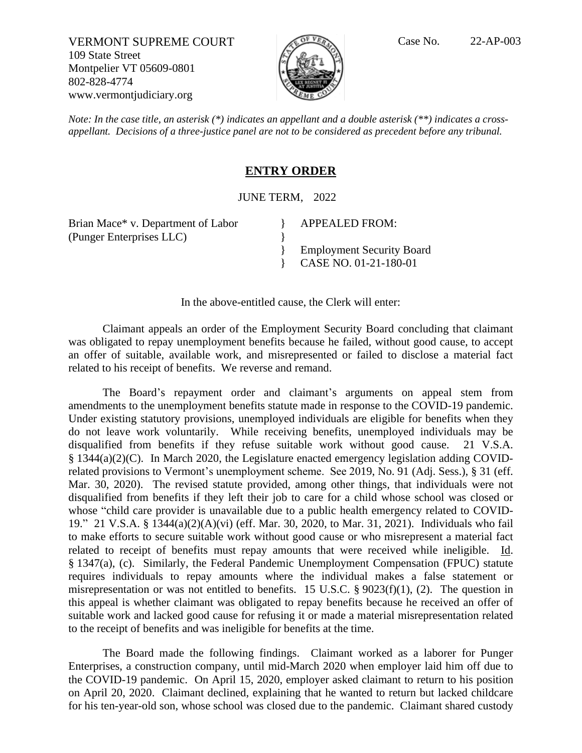VERMONT SUPREME COURT
109 State Street
Montpelier VT 05609-0801
802-828-4774
www.vermontjudiciary.org

Case No. 22-AP-003

*Note: In the case title, an asterisk (*) indicates an appellant and a double asterisk (**) indicates a cross-appellant. Decisions of a three-justice panel are not to be considered as precedent before any tribunal.*

## ENTRY ORDER

JUNE TERM, 2022

| | |
|---|---|
| Brian Mace* v. Department of Labor (Punger Enterprises LLC) | } APPEALED FROM: |
| | } Employment Security Board |
| | } CASE NO. 01-21-180-01 |

In the above-entitled cause, the Clerk will enter:

Claimant appeals an order of the Employment Security Board concluding that claimant was obligated to repay unemployment benefits because he failed, without good cause, to accept an offer of suitable, available work, and misrepresented or failed to disclose a material fact related to his receipt of benefits. We reverse and remand.

The Board's repayment order and claimant's arguments on appeal stem from amendments to the unemployment benefits statute made in response to the COVID-19 pandemic. Under existing statutory provisions, unemployed individuals are eligible for benefits when they do not leave work voluntarily. While receiving benefits, unemployed individuals may be disqualified from benefits if they refuse suitable work without good cause. 21 V.S.A. § 1344(a)(2)(C). In March 2020, the Legislature enacted emergency legislation adding COVID-related provisions to Vermont's unemployment scheme. See 2019, No. 91 (Adj. Sess.), § 31 (eff. Mar. 30, 2020). The revised statute provided, among other things, that individuals were not disqualified from benefits if they left their job to care for a child whose school was closed or whose "child care provider is unavailable due to a public health emergency related to COVID-19." 21 V.S.A. § 1344(a)(2)(A)(vi) (eff. Mar. 30, 2020, to Mar. 31, 2021). Individuals who fail to make efforts to secure suitable work without good cause or who misrepresent a material fact related to receipt of benefits must repay amounts that were received while ineligible. Id. § 1347(a), (c). Similarly, the Federal Pandemic Unemployment Compensation (FPUC) statute requires individuals to repay amounts where the individual makes a false statement or misrepresentation or was not entitled to benefits. 15 U.S.C. § 9023(f)(1), (2). The question in this appeal is whether claimant was obligated to repay benefits because he received an offer of suitable work and lacked good cause for refusing it or made a material misrepresentation related to the receipt of benefits and was ineligible for benefits at the time.

The Board made the following findings. Claimant worked as a laborer for Punger Enterprises, a construction company, until mid-March 2020 when employer laid him off due to the COVID-19 pandemic. On April 15, 2020, employer asked claimant to return to his position on April 20, 2020. Claimant declined, explaining that he wanted to return but lacked childcare for his ten-year-old son, whose school was closed due to the pandemic. Claimant shared custody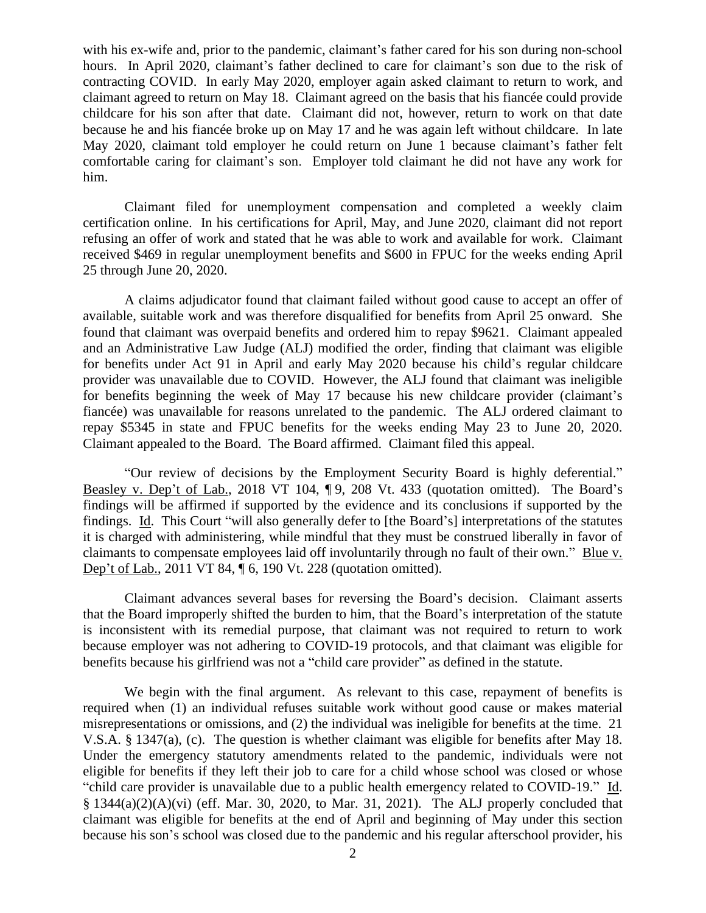with his ex-wife and, prior to the pandemic, claimant's father cared for his son during non-school hours. In April 2020, claimant's father declined to care for claimant's son due to the risk of contracting COVID. In early May 2020, employer again asked claimant to return to work, and claimant agreed to return on May 18. Claimant agreed on the basis that his fiancée could provide childcare for his son after that date. Claimant did not, however, return to work on that date because he and his fiancée broke up on May 17 and he was again left without childcare. In late May 2020, claimant told employer he could return on June 1 because claimant's father felt comfortable caring for claimant's son. Employer told claimant he did not have any work for him.

Claimant filed for unemployment compensation and completed a weekly claim certification online. In his certifications for April, May, and June 2020, claimant did not report refusing an offer of work and stated that he was able to work and available for work. Claimant received $469 in regular unemployment benefits and $600 in FPUC for the weeks ending April 25 through June 20, 2020.

A claims adjudicator found that claimant failed without good cause to accept an offer of available, suitable work and was therefore disqualified for benefits from April 25 onward. She found that claimant was overpaid benefits and ordered him to repay $9621. Claimant appealed and an Administrative Law Judge (ALJ) modified the order, finding that claimant was eligible for benefits under Act 91 in April and early May 2020 because his child's regular childcare provider was unavailable due to COVID. However, the ALJ found that claimant was ineligible for benefits beginning the week of May 17 because his new childcare provider (claimant's fiancée) was unavailable for reasons unrelated to the pandemic. The ALJ ordered claimant to repay $5345 in state and FPUC benefits for the weeks ending May 23 to June 20, 2020. Claimant appealed to the Board. The Board affirmed. Claimant filed this appeal.

"Our review of decisions by the Employment Security Board is highly deferential." Beasley v. Dep't of Lab., 2018 VT 104, ¶ 9, 208 Vt. 433 (quotation omitted). The Board's findings will be affirmed if supported by the evidence and its conclusions if supported by the findings. Id. This Court "will also generally defer to [the Board's] interpretations of the statutes it is charged with administering, while mindful that they must be construed liberally in favor of claimants to compensate employees laid off involuntarily through no fault of their own." Blue v. Dep't of Lab., 2011 VT 84, ¶ 6, 190 Vt. 228 (quotation omitted).

Claimant advances several bases for reversing the Board's decision. Claimant asserts that the Board improperly shifted the burden to him, that the Board's interpretation of the statute is inconsistent with its remedial purpose, that claimant was not required to return to work because employer was not adhering to COVID-19 protocols, and that claimant was eligible for benefits because his girlfriend was not a "child care provider" as defined in the statute.

We begin with the final argument. As relevant to this case, repayment of benefits is required when (1) an individual refuses suitable work without good cause or makes material misrepresentations or omissions, and (2) the individual was ineligible for benefits at the time. 21 V.S.A. § 1347(a), (c). The question is whether claimant was eligible for benefits after May 18. Under the emergency statutory amendments related to the pandemic, individuals were not eligible for benefits if they left their job to care for a child whose school was closed or whose "child care provider is unavailable due to a public health emergency related to COVID-19." Id. § 1344(a)(2)(A)(vi) (eff. Mar. 30, 2020, to Mar. 31, 2021). The ALJ properly concluded that claimant was eligible for benefits at the end of April and beginning of May under this section because his son's school was closed due to the pandemic and his regular afterschool provider, his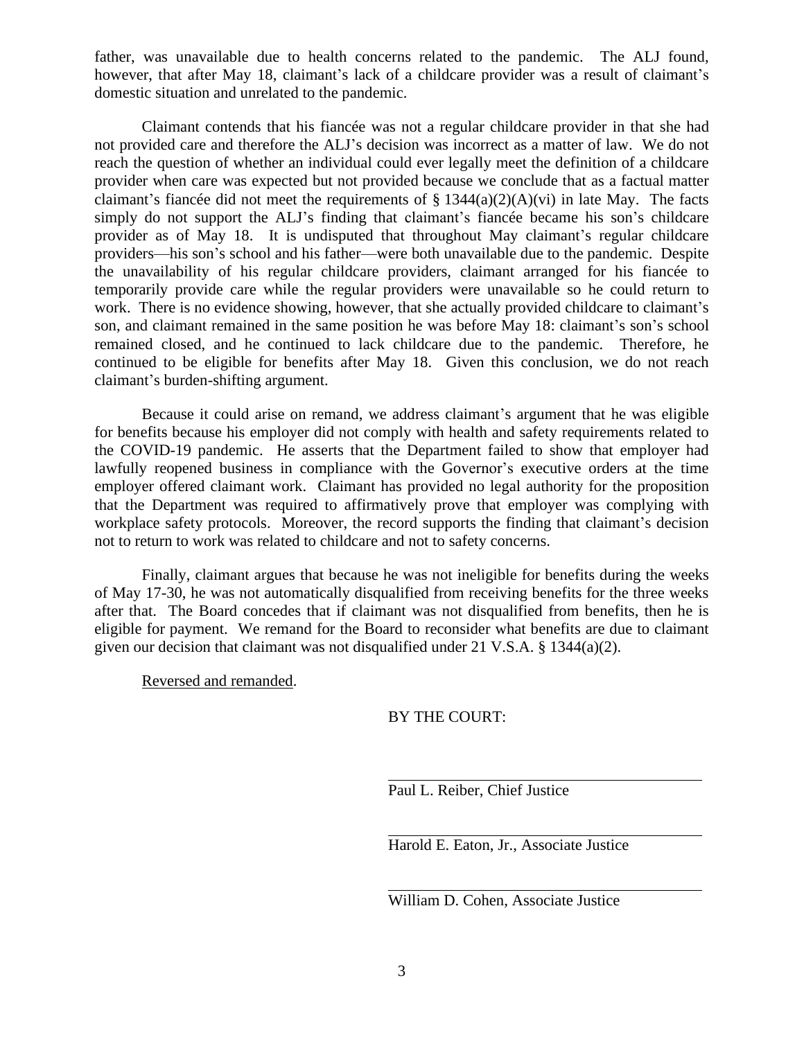father, was unavailable due to health concerns related to the pandemic. The ALJ found, however, that after May 18, claimant's lack of a childcare provider was a result of claimant's domestic situation and unrelated to the pandemic.

Claimant contends that his fiancée was not a regular childcare provider in that she had not provided care and therefore the ALJ's decision was incorrect as a matter of law. We do not reach the question of whether an individual could ever legally meet the definition of a childcare provider when care was expected but not provided because we conclude that as a factual matter claimant's fiancée did not meet the requirements of § 1344(a)(2)(A)(vi) in late May. The facts simply do not support the ALJ's finding that claimant's fiancée became his son's childcare provider as of May 18. It is undisputed that throughout May claimant's regular childcare providers—his son's school and his father—were both unavailable due to the pandemic. Despite the unavailability of his regular childcare providers, claimant arranged for his fiancée to temporarily provide care while the regular providers were unavailable so he could return to work. There is no evidence showing, however, that she actually provided childcare to claimant's son, and claimant remained in the same position he was before May 18: claimant's son's school remained closed, and he continued to lack childcare due to the pandemic. Therefore, he continued to be eligible for benefits after May 18. Given this conclusion, we do not reach claimant's burden-shifting argument.

Because it could arise on remand, we address claimant's argument that he was eligible for benefits because his employer did not comply with health and safety requirements related to the COVID-19 pandemic. He asserts that the Department failed to show that employer had lawfully reopened business in compliance with the Governor's executive orders at the time employer offered claimant work. Claimant has provided no legal authority for the proposition that the Department was required to affirmatively prove that employer was complying with workplace safety protocols. Moreover, the record supports the finding that claimant's decision not to return to work was related to childcare and not to safety concerns.

Finally, claimant argues that because he was not ineligible for benefits during the weeks of May 17-30, he was not automatically disqualified from receiving benefits for the three weeks after that. The Board concedes that if claimant was not disqualified from benefits, then he is eligible for payment. We remand for the Board to reconsider what benefits are due to claimant given our decision that claimant was not disqualified under 21 V.S.A. § 1344(a)(2).

Reversed and remanded.

BY THE COURT:

Paul L. Reiber, Chief Justice

Harold E. Eaton, Jr., Associate Justice

William D. Cohen, Associate Justice